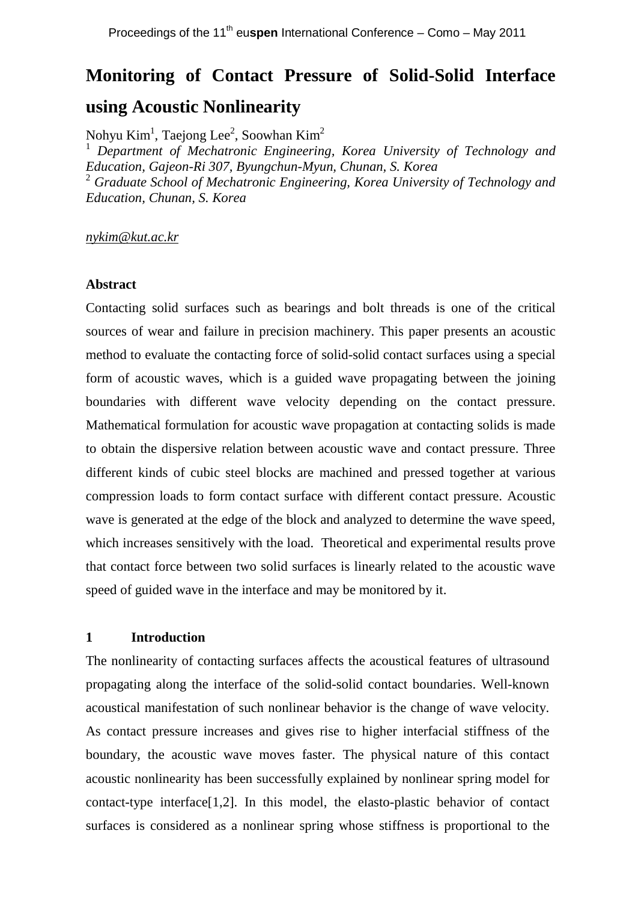# Monitoring of Contact Pressure of Solid-Solid Interface using Acoustic Nonlinearity

Nohyu Kim[1], Taejong Lee[2], Soowhan Kim[2]

[1] *Department of Mechatronic Engineering, Korea University of Technology and Education, Gajeon-Ri 307, Byungchun-Myun, Chunan, S. Korea*

[2] *Graduate School of Mechatronic Engineering, Korea University of Technology and Education, Chunan, S. Korea*

nykim@kut.ac.kr

### Abstract

Contacting solid surfaces such as bearings and bolt threads is one of the critical sources of wear and failure in precision machinery. This paper presents an acoustic method to evaluate the contacting force of solid-solid contact surfaces using a special form of acoustic waves, which is a guided wave propagating between the joining boundaries with different wave velocity depending on the contact pressure. Mathematical formulation for acoustic wave propagation at contacting solids is made to obtain the dispersive relation between acoustic wave and contact pressure. Three different kinds of cubic steel blocks are machined and pressed together at various compression loads to form contact surface with different contact pressure. Acoustic wave is generated at the edge of the block and analyzed to determine the wave speed, which increases sensitively with the load. Theoretical and experimental results prove that contact force between two solid surfaces is linearly related to the acoustic wave speed of guided wave in the interface and may be monitored by it.

### 1 Introduction

The nonlinearity of contacting surfaces affects the acoustical features of ultrasound propagating along the interface of the solid-solid contact boundaries. Well-known acoustical manifestation of such nonlinear behavior is the change of wave velocity. As contact pressure increases and gives rise to higher interfacial stiffness of the boundary, the acoustic wave moves faster. The physical nature of this contact acoustic nonlinearity has been successfully explained by nonlinear spring model for contact-type interface[1,2]. In this model, the elasto-plastic behavior of contact surfaces is considered as a nonlinear spring whose stiffness is proportional to the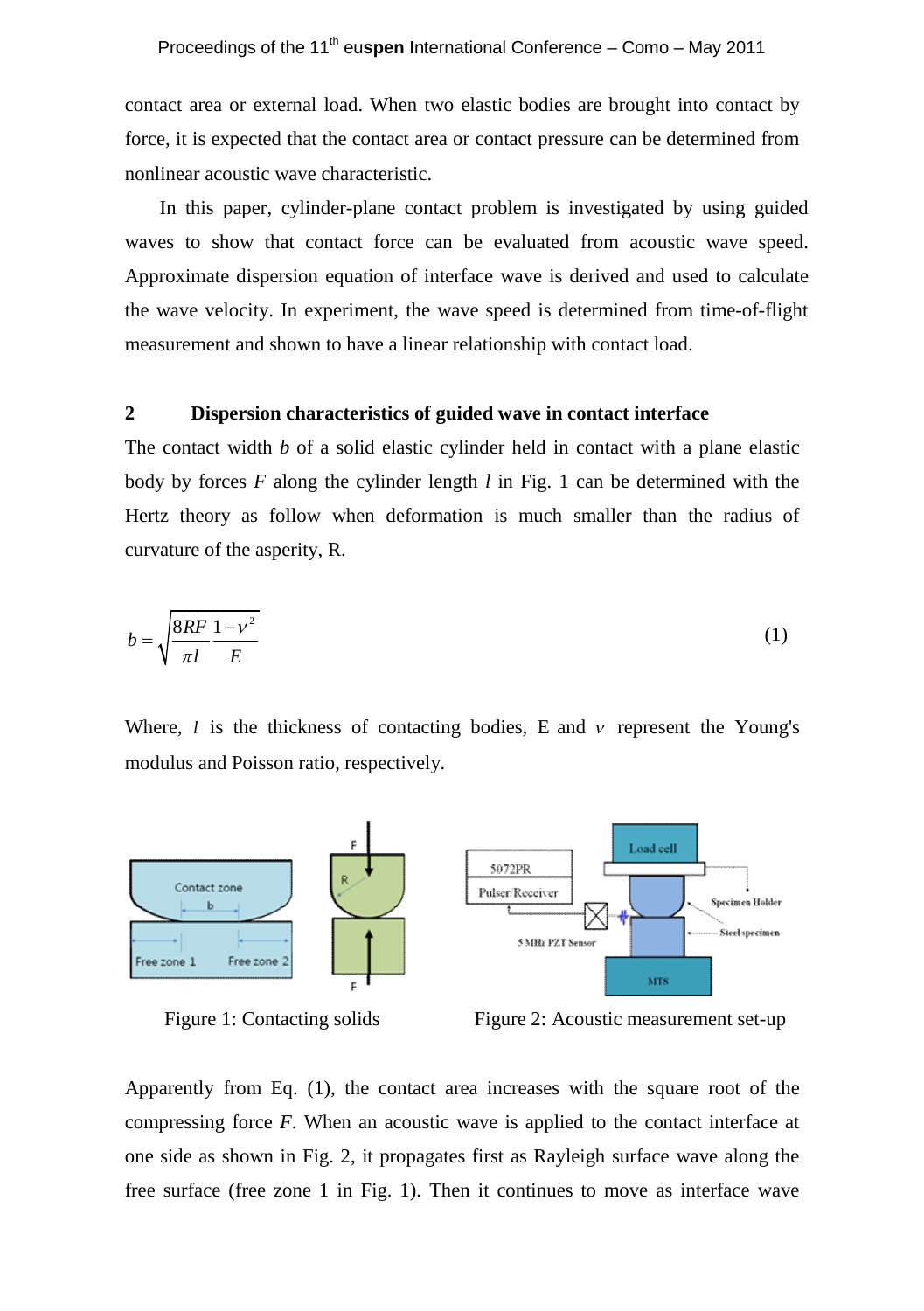contact area or external load. When two elastic bodies are brought into contact by force, it is expected that the contact area or contact pressure can be determined from nonlinear acoustic wave characteristic.

In this paper, cylinder-plane contact problem is investigated by using guided waves to show that contact force can be evaluated from acoustic wave speed. Approximate dispersion equation of interface wave is derived and used to calculate the wave velocity. In experiment, the wave speed is determined from time-of-flight measurement and shown to have a linear relationship with contact load.

## 2 Dispersion characteristics of guided wave in contact interface

The contact width $b$ of a solid elastic cylinder held in contact with a plane elastic body by forces $F$ along the cylinder length $l$ in Fig. 1 can be determined with the Hertz theory as follow when deformation is much smaller than the radius of curvature of the asperity, R.

$$b = \sqrt{\frac{8RF}{\pi l}\frac{1-\nu^2}{E}} \tag{1}$$

Where, $l$ is the thickness of contacting bodies, E and $\nu$ represent the Young's modulus and Poisson ratio, respectively.

Figure 1: Contacting solids

Figure 2: Acoustic measurement set-up

Apparently from Eq. (1), the contact area increases with the square root of the compressing force $F$. When an acoustic wave is applied to the contact interface at one side as shown in Fig. 2, it propagates first as Rayleigh surface wave along the free surface (free zone 1 in Fig. 1). Then it continues to move as interface wave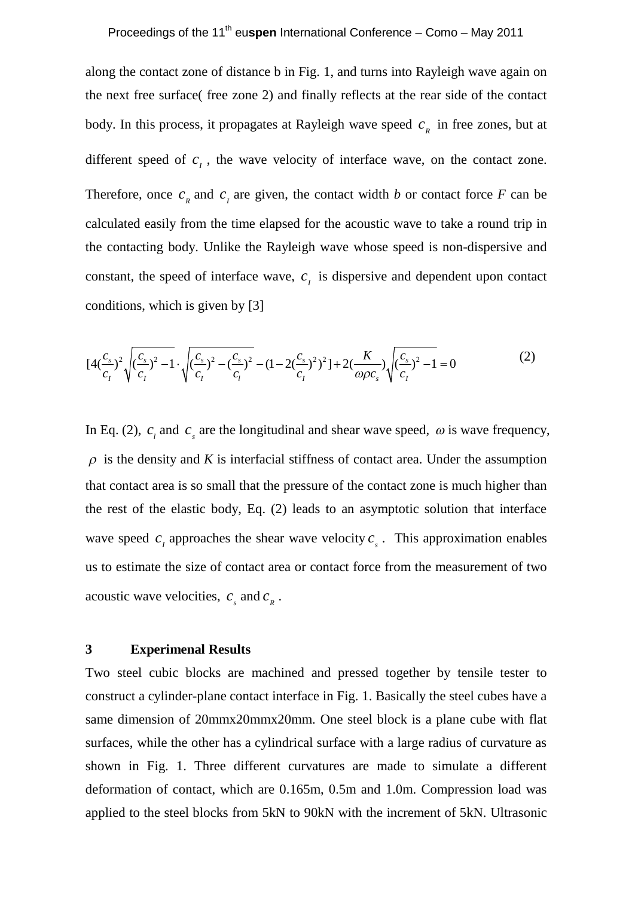along the contact zone of distance b in Fig. 1, and turns into Rayleigh wave again on the next free surface( free zone 2) and finally reflects at the rear side of the contact body. In this process, it propagates at Rayleigh wave speed $c_R$ in free zones, but at different speed of $c_I$, the wave velocity of interface wave, on the contact zone. Therefore, once $c_R$ and $c_I$ are given, the contact width *b* or contact force *F* can be calculated easily from the time elapsed for the acoustic wave to take a round trip in the contacting body. Unlike the Rayleigh wave whose speed is non-dispersive and constant, the speed of interface wave, $c_I$ is dispersive and dependent upon contact conditions, which is given by [3]

$$[4(\frac{c_s}{c_I})^2\sqrt{(\frac{c_s}{c_I})^2-1}\cdot\sqrt{(\frac{c_s}{c_I})^2-(\frac{c_s}{c_l})^2}-(1-2(\frac{c_s}{c_I})^2)^2]+2(\frac{K}{\omega\rho c_s})\sqrt{(\frac{c_s}{c_I})^2-1}=0 \tag{2}$$

In Eq. (2), $c_l$ and $c_s$ are the longitudinal and shear wave speed, $\omega$ is wave frequency, $\rho$ is the density and *K* is interfacial stiffness of contact area. Under the assumption that contact area is so small that the pressure of the contact zone is much higher than the rest of the elastic body, Eq. (2) leads to an asymptotic solution that interface wave speed $c_I$ approaches the shear wave velocity $c_s$. This approximation enables us to estimate the size of contact area or contact force from the measurement of two acoustic wave velocities, $c_s$ and $c_R$.

## 3 Experimenal Results

Two steel cubic blocks are machined and pressed together by tensile tester to construct a cylinder-plane contact interface in Fig. 1. Basically the steel cubes have a same dimension of 20mmx20mmx20mm. One steel block is a plane cube with flat surfaces, while the other has a cylindrical surface with a large radius of curvature as shown in Fig. 1. Three different curvatures are made to simulate a different deformation of contact, which are 0.165m, 0.5m and 1.0m. Compression load was applied to the steel blocks from 5kN to 90kN with the increment of 5kN. Ultrasonic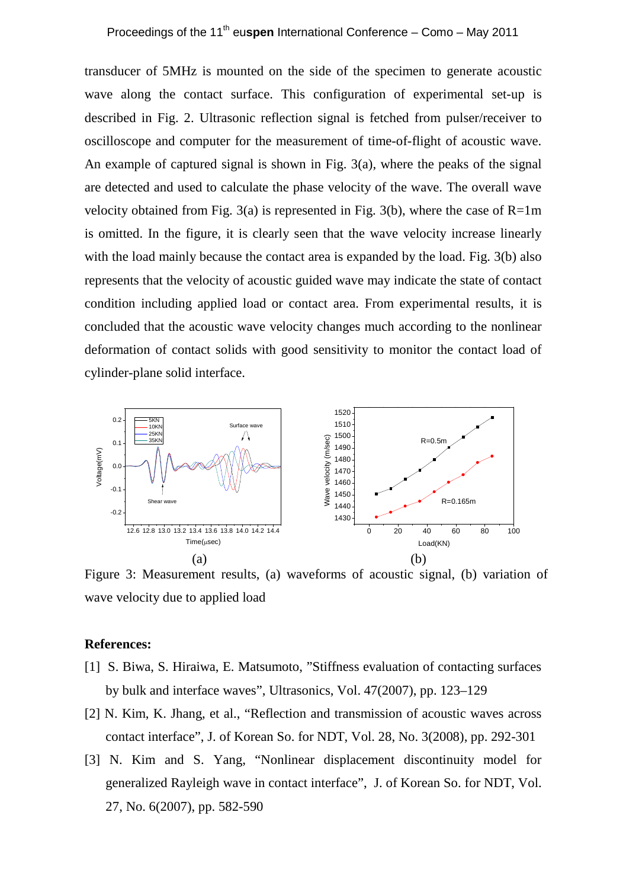transducer of 5MHz is mounted on the side of the specimen to generate acoustic wave along the contact surface. This configuration of experimental set-up is described in Fig. 2. Ultrasonic reflection signal is fetched from pulser/receiver to oscilloscope and computer for the measurement of time-of-flight of acoustic wave. An example of captured signal is shown in Fig. 3(a), where the peaks of the signal are detected and used to calculate the phase velocity of the wave. The overall wave velocity obtained from Fig. 3(a) is represented in Fig. 3(b), where the case of R=1m is omitted. In the figure, it is clearly seen that the wave velocity increase linearly with the load mainly because the contact area is expanded by the load. Fig. 3(b) also represents that the velocity of acoustic guided wave may indicate the state of contact condition including applied load or contact area. From experimental results, it is concluded that the acoustic wave velocity changes much according to the nonlinear deformation of contact solids with good sensitivity to monitor the contact load of cylinder-plane solid interface.

(a)

5KN
10KN
25KN
35KN
Surface wave
Shear wave
Voltage(mV)
0.2
0.1
0.0
-0.1
-0.2
12.6 12.8 13.0 13.2 13.4 13.6 13.8 14.0 14.2 14.4
Time(μsec)

(b)

Wave velocity (m/sec)
1520
1510
1500
1490
1480
1470
1460
1450
1440
1430
R=0.5m
R=0.165m
0 20 40 60 80 100
Load(KN)

Figure 3: Measurement results, (a) waveforms of acoustic signal, (b) variation of wave velocity due to applied load

**References:**

[1] S. Biwa, S. Hiraiwa, E. Matsumoto, "Stiffness evaluation of contacting surfaces by bulk and interface waves", Ultrasonics, Vol. 47(2007), pp. 123–129

[2] N. Kim, K. Jhang, et al., "Reflection and transmission of acoustic waves across contact interface", J. of Korean So. for NDT, Vol. 28, No. 3(2008), pp. 292-301

[3] N. Kim and S. Yang, "Nonlinear displacement discontinuity model for generalized Rayleigh wave in contact interface", J. of Korean So. for NDT, Vol. 27, No. 6(2007), pp. 582-590